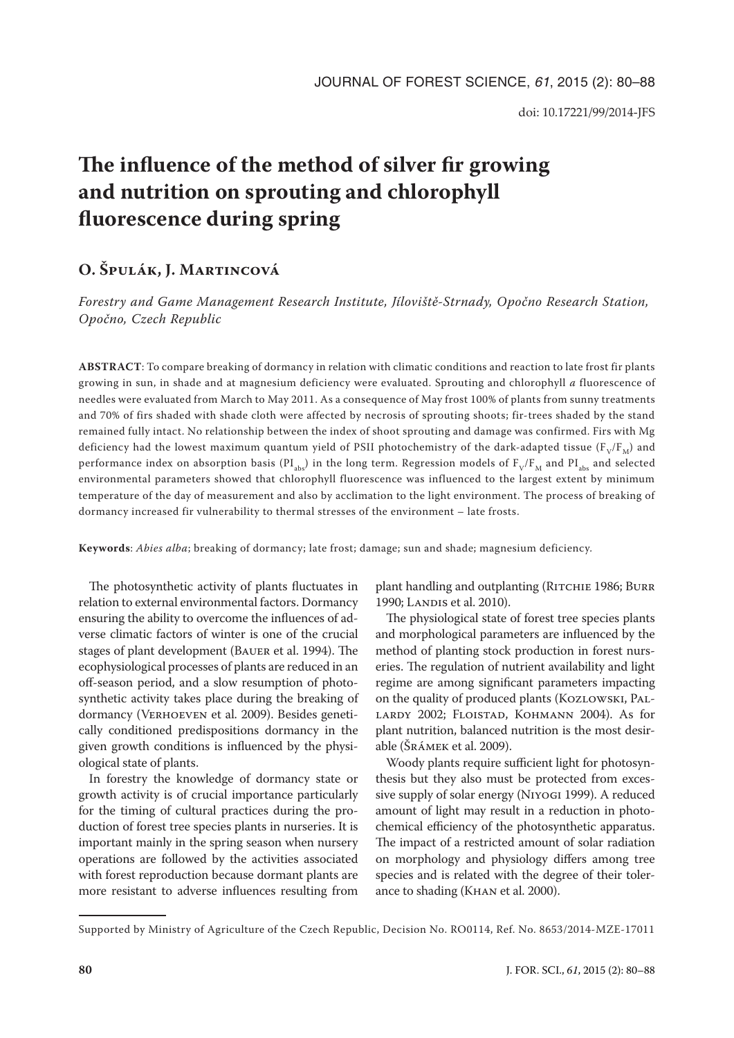# The influence of the method of silver fir growing and nutrition on sprouting and chlorophyll fluorescence during spring

## O. Špulák, J. Martincová

*Forestry and Game Management Research Institute, Jíloviště-Strnady, Opočno Research Station, Opočno, Czech Republic*

**ABSTRACT**: To compare breaking of dormancy in relation with climatic conditions and reaction to late frost fir plants growing in sun, in shade and at magnesium deficiency were evaluated. Sprouting and chlorophyll *a* fluorescence of needles were evaluated from March to May 2011. As a consequence of May frost 100% of plants from sunny treatments and 70% of firs shaded with shade cloth were affected by necrosis of sprouting shoots; fir-trees shaded by the stand remained fully intact. No relationship between the index of shoot sprouting and damage was confirmed. Firs with Mg deficiency had the lowest maximum quantum yield of PSII photochemistry of the dark-adapted tissue ($F_V/F_M$) and performance index on absorption basis ($PI_{abs}$) in the long term. Regression models of $F_V/F_M$ and $PI_{abs}$ and selected environmental parameters showed that chlorophyll fluorescence was influenced to the largest extent by minimum temperature of the day of measurement and also by acclimation to the light environment. The process of breaking of dormancy increased fir vulnerability to thermal stresses of the environment – late frosts.

**Keywords**: *Abies alba*; breaking of dormancy; late frost; damage; sun and shade; magnesium deficiency.

The photosynthetic activity of plants fluctuates in relation to external environmental factors. Dormancy ensuring the ability to overcome the influences of adverse climatic factors of winter is one of the crucial stages of plant development (Bauer et al. 1994). The ecophysiological processes of plants are reduced in an off-season period, and a slow resumption of photosynthetic activity takes place during the breaking of dormancy (Verhoeven et al. 2009). Besides genetically conditioned predispositions dormancy in the given growth conditions is influenced by the physiological state of plants.

In forestry the knowledge of dormancy state or growth activity is of crucial importance particularly for the timing of cultural practices during the production of forest tree species plants in nurseries. It is important mainly in the spring season when nursery operations are followed by the activities associated with forest reproduction because dormant plants are more resistant to adverse influences resulting from plant handling and outplanting (Ritchie 1986; Burr 1990; Landis et al. 2010).

The physiological state of forest tree species plants and morphological parameters are influenced by the method of planting stock production in forest nurseries. The regulation of nutrient availability and light regime are among significant parameters impacting on the quality of produced plants (Kozlowski, Pallardy 2002; Floistad, Kohmann 2004). As for plant nutrition, balanced nutrition is the most desirable (Šrámek et al. 2009).

Woody plants require sufficient light for photosynthesis but they also must be protected from excessive supply of solar energy (Niyogi 1999). A reduced amount of light may result in a reduction in photochemical efficiency of the photosynthetic apparatus. The impact of a restricted amount of solar radiation on morphology and physiology differs among tree species and is related with the degree of their tolerance to shading (Khan et al. 2000).

Supported by Ministry of Agriculture of the Czech Republic, Decision No. RO0114, Ref. No. 8653/2014-MZE-17011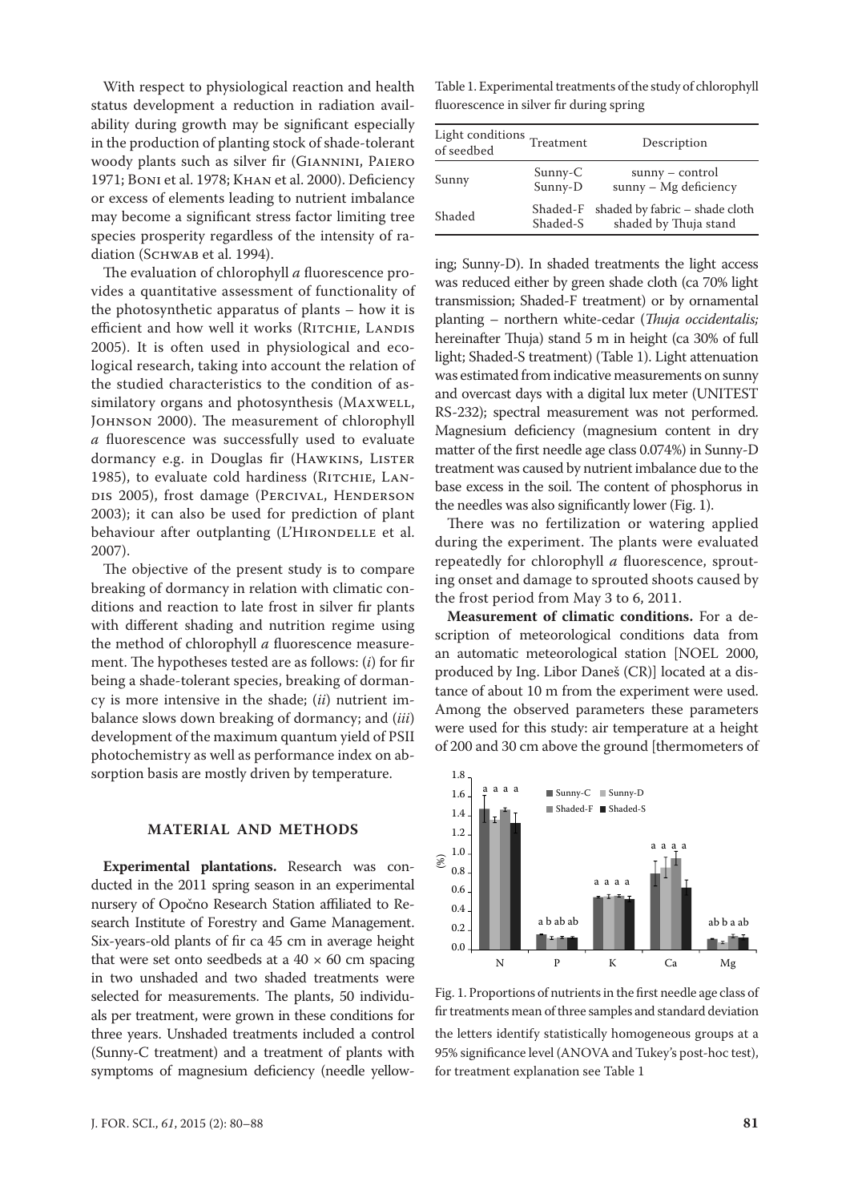With respect to physiological reaction and health status development a reduction in radiation availability during growth may be significant especially in the production of planting stock of shade-tolerant woody plants such as silver fir (Giannini, Paiero 1971; Boni et al. 1978; Khan et al. 2000). Deficiency or excess of elements leading to nutrient imbalance may become a significant stress factor limiting tree species prosperity regardless of the intensity of radiation (Schwab et al. 1994).

The evaluation of chlorophyll *a* fluorescence provides a quantitative assessment of functionality of the photosynthetic apparatus of plants – how it is efficient and how well it works (Ritchie, Landis 2005). It is often used in physiological and ecological research, taking into account the relation of the studied characteristics to the condition of assimilatory organs and photosynthesis (Maxwell, Johnson 2000). The measurement of chlorophyll *a* fluorescence was successfully used to evaluate dormancy e.g. in Douglas fir (Hawkins, Lister 1985), to evaluate cold hardiness (Ritchie, Landis 2005), frost damage (Percival, Henderson 2003); it can also be used for prediction of plant behaviour after outplanting (L'Hirondelle et al. 2007).

The objective of the present study is to compare breaking of dormancy in relation with climatic conditions and reaction to late frost in silver fir plants with different shading and nutrition regime using the method of chlorophyll *a* fluorescence measurement. The hypotheses tested are as follows: (*i*) for fir being a shade-tolerant species, breaking of dormancy is more intensive in the shade; (*ii*) nutrient imbalance slows down breaking of dormancy; and (*iii*) development of the maximum quantum yield of PSII photochemistry as well as performance index on absorption basis are mostly driven by temperature.

## MATERIAL AND METHODS

**Experimental plantations.** Research was conducted in the 2011 spring season in an experimental nursery of Opočno Research Station affiliated to Research Institute of Forestry and Game Management. Six-years-old plants of fir ca 45 cm in average height that were set onto seedbeds at a 40 × 60 cm spacing in two unshaded and two shaded treatments were selected for measurements. The plants, 50 individuals per treatment, were grown in these conditions for three years. Unshaded treatments included a control (Sunny-C treatment) and a treatment of plants with symptoms of magnesium deficiency (needle yellowing; Sunny-D). In shaded treatments the light access was reduced either by green shade cloth (ca 70% light transmission; Shaded-F treatment) or by ornamental planting – northern white-cedar (*Thuja occidentalis;* hereinafter Thuja) stand 5 m in height (ca 30% of full light; Shaded-S treatment) (Table 1). Light attenuation was estimated from indicative measurements on sunny and overcast days with a digital lux meter (UNITEST RS-232); spectral measurement was not performed. Magnesium deficiency (magnesium content in dry matter of the first needle age class 0.074%) in Sunny-D treatment was caused by nutrient imbalance due to the base excess in the soil. The content of phosphorus in the needles was also significantly lower (Fig. 1).

Table 1. Experimental treatments of the study of chlorophyll fluorescence in silver fir during spring

| Light conditions of seedbed | Treatment | Description |
|---|---|---|
| Sunny | Sunny-C | sunny – control |
| | Sunny-D | sunny – Mg deficiency |
| Shaded | Shaded-F | shaded by fabric – shade cloth |
| | Shaded-S | shaded by Thuja stand |

There was no fertilization or watering applied during the experiment. The plants were evaluated repeatedly for chlorophyll *a* fluorescence, sprouting onset and damage to sprouted shoots caused by the frost period from May 3 to 6, 2011.

**Measurement of climatic conditions.** For a description of meteorological conditions data from an automatic meteorological station [NOEL 2000, produced by Ing. Libor Daneš (CR)] located at a distance of about 10 m from the experiment were used. Among the observed parameters these parameters were used for this study: air temperature at a height of 200 and 30 cm above the ground [thermometers of

Fig. 1. Proportions of nutrients in the first needle age class of fir treatments mean of three samples and standard deviation the letters identify statistically homogeneous groups at a 95% significance level (ANOVA and Tukey's post-hoc test), for treatment explanation see Table 1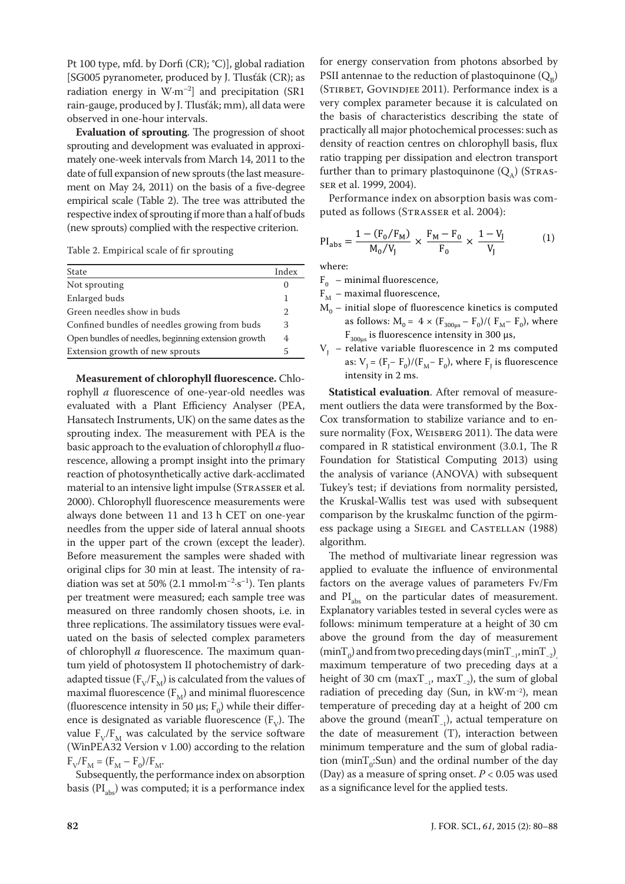Pt 100 type, mfd. by Dorfi (CR); °C)], global radiation [SG005 pyranometer, produced by J. Tlusťák (CR); as radiation energy in $W \cdot m^{-2}$] and precipitation (SR1 rain-gauge, produced by J. Tlusťák; mm), all data were observed in one-hour intervals.

**Evaluation of sprouting**. The progression of shoot sprouting and development was evaluated in approximately one-week intervals from March 14, 2011 to the date of full expansion of new sprouts (the last measurement on May 24, 2011) on the basis of a five-degree empirical scale (Table 2). The tree was attributed the respective index of sprouting if more than a half of buds (new sprouts) complied with the respective criterion.

Table 2. Empirical scale of fir sprouting

| State | Index |
|---|---|
| Not sprouting | 0 |
| Enlarged buds | 1 |
| Green needles show in buds | 2 |
| Confined bundles of needles growing from buds | 3 |
| Open bundles of needles, beginning extension growth | 4 |
| Extension growth of new sprouts | 5 |

**Measurement of chlorophyll fluorescence.** Chlorophyll *a* fluorescence of one-year-old needles was evaluated with a Plant Efficiency Analyser (PEA, Hansatech Instruments, UK) on the same dates as the sprouting index. The measurement with PEA is the basic approach to the evaluation of chlorophyll *a* fluorescence, allowing a prompt insight into the primary reaction of photosynthetically active dark-acclimated material to an intensive light impulse (Strasser et al. 2000). Chlorophyll fluorescence measurements were always done between 11 and 13 h CET on one-year needles from the upper side of lateral annual shoots in the upper part of the crown (except the leader). Before measurement the samples were shaded with original clips for 30 min at least. The intensity of radiation was set at 50% (2.1 $mmol \cdot m^{-2} \cdot s^{-1}$). Ten plants per treatment were measured; each sample tree was measured on three randomly chosen shoots, i.e. in three replications. The assimilatory tissues were evaluated on the basis of selected complex parameters of chlorophyll *a* fluorescence. The maximum quantum yield of photosystem II photochemistry of dark-adapted tissue ($F_V/F_M$) is calculated from the values of maximal fluorescence ($F_M$) and minimal fluorescence (fluorescence intensity in 50 μs; $F_0$) while their difference is designated as variable fluorescence ($F_V$). The value $F_V/F_M$ was calculated by the service software (WinPEA32 Version v 1.00) according to the relation $F_V/F_M = (F_M - F_0)/F_M$.

Subsequently, the performance index on absorption basis ($PI_{abs}$) was computed; it is a performance index for energy conservation from photons absorbed by PSII antennae to the reduction of plastoquinone ($Q_B$) (Stirbet, Govindjee 2011). Performance index is a very complex parameter because it is calculated on the basis of characteristics describing the state of practically all major photochemical processes: such as density of reaction centres on chlorophyll basis, flux ratio trapping per dissipation and electron transport further than to primary plastoquinone ($Q_A$) (Strasser et al. 1999, 2004).

Performance index on absorption basis was computed as follows (Strasser et al. 2004):

$$PI_{abs} = \frac{1 - (F_0/F_M)}{M_0/V_J} \times \frac{F_M - F_0}{F_0} \times \frac{1 - V_J}{V_J} \qquad (1)$$

where:

$F_0$ – minimal fluorescence,

$F_M$ – maximal fluorescence,

$M_0$ – initial slope of fluorescence kinetics is computed as follows: $M_0 = 4 \times (F_{300\mu s} - F_0)/(F_M - F_0)$, where $F_{300\mu s}$ is fluorescence intensity in 300 μs,

$V_J$ – relative variable fluorescence in 2 ms computed as: $V_J = (F_J - F_0)/(F_M - F_0)$, where $F_J$ is fluorescence intensity in 2 ms.

**Statistical evaluation**. After removal of measurement outliers the data were transformed by the Box-Cox transformation to stabilize variance and to ensure normality (Fox, Weisberg 2011). The data were compared in R statistical environment (3.0.1, The R Foundation for Statistical Computing 2013) using the analysis of variance (ANOVA) with subsequent Tukey's test; if deviations from normality persisted, the Kruskal-Wallis test was used with subsequent comparison by the kruskalmc function of the pgirmess package using a Siegel and Castellan (1988) algorithm.

The method of multivariate linear regression was applied to evaluate the influence of environmental factors on the average values of parameters Fv/Fm and $PI_{abs}$ on the particular dates of measurement. Explanatory variables tested in several cycles were as follows: minimum temperature at a height of 30 cm above the ground from the day of measurement ($minT_0$) and from two preceding days ($minT_{-1}$, $minT_{-2}$), maximum temperature of two preceding days at a height of 30 cm ($maxT_{-1}$, $maxT_{-2}$), the sum of global radiation of preceding day (Sun, in $kW \cdot m^{-2}$), mean temperature of preceding day at a height of 200 cm above the ground ($meanT_{-1}$), actual temperature on the date of measurement (T), interaction between minimum temperature and the sum of global radiation ($minT_0$:Sun) and the ordinal number of the day (Day) as a measure of spring onset. $P < 0.05$ was used as a significance level for the applied tests.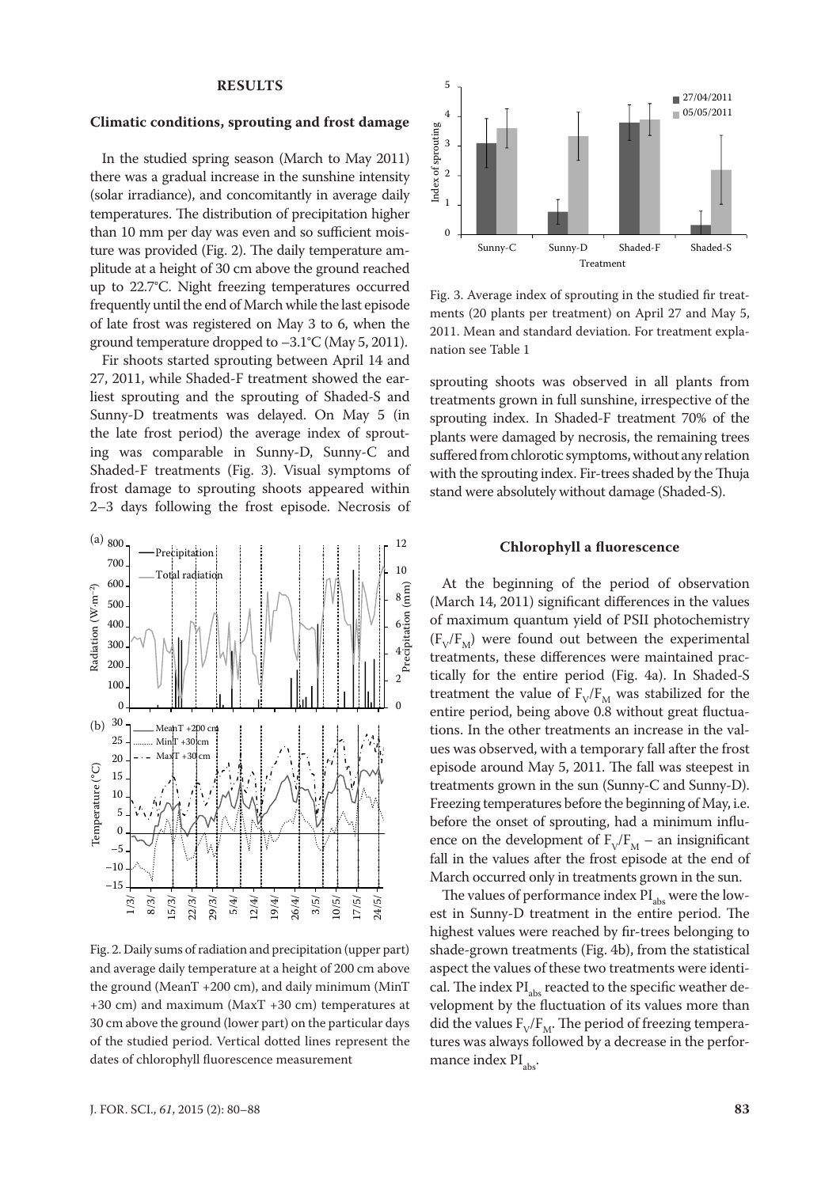## RESULTS

### Climatic conditions, sprouting and frost damage

In the studied spring season (March to May 2011) there was a gradual increase in the sunshine intensity (solar irradiance), and concomitantly in average daily temperatures. The distribution of precipitation higher than 10 mm per day was even and so sufficient moisture was provided (Fig. 2). The daily temperature amplitude at a height of 30 cm above the ground reached up to 22.7°C. Night freezing temperatures occurred frequently until the end of March while the last episode of late frost was registered on May 3 to 6, when the ground temperature dropped to –3.1°C (May 5, 2011).

Fir shoots started sprouting between April 14 and 27, 2011, while Shaded-F treatment showed the earliest sprouting and the sprouting of Shaded-S and Sunny-D treatments was delayed. On May 5 (in the late frost period) the average index of sprouting was comparable in Sunny-D, Sunny-C and Shaded-F treatments (Fig. 3). Visual symptoms of frost damage to sprouting shoots appeared within 2–3 days following the frost episode. Necrosis of sprouting shoots was observed in all plants from treatments grown in full sunshine, irrespective of the sprouting index. In Shaded-F treatment 70% of the plants were damaged by necrosis, the remaining trees suffered from chlorotic symptoms, without any relation with the sprouting index. Fir-trees shaded by the Thuja stand were absolutely without damage (Shaded-S).

Fig. 2. Daily sums of radiation and precipitation (upper part) and average daily temperature at a height of 200 cm above the ground (MeanT +200 cm), and daily minimum (MinT +30 cm) and maximum (MaxT +30 cm) temperatures at 30 cm above the ground (lower part) on the particular days of the studied period. Vertical dotted lines represent the dates of chlorophyll fluorescence measurement

Fig. 3. Average index of sprouting in the studied fir treatments (20 plants per treatment) on April 27 and May 5, 2011. Mean and standard deviation. For treatment explanation see Table 1

### Chlorophyll a fluorescence

At the beginning of the period of observation (March 14, 2011) significant differences in the values of maximum quantum yield of PSII photochemistry ($F_V/F_M$) were found out between the experimental treatments, these differences were maintained practically for the entire period (Fig. 4a). In Shaded-S treatment the value of $F_V/F_M$ was stabilized for the entire period, being above 0.8 without great fluctuations. In the other treatments an increase in the values was observed, with a temporary fall after the frost episode around May 5, 2011. The fall was steepest in treatments grown in the sun (Sunny-C and Sunny-D). Freezing temperatures before the beginning of May, i.e. before the onset of sprouting, had a minimum influence on the development of $F_V/F_M$ – an insignificant fall in the values after the frost episode at the end of March occurred only in treatments grown in the sun.

The values of performance index $PI_{abs}$ were the lowest in Sunny-D treatment in the entire period. The highest values were reached by fir-trees belonging to shade-grown treatments (Fig. 4b), from the statistical aspect the values of these two treatments were identical. The index $PI_{abs}$ reacted to the specific weather development by the fluctuation of its values more than did the values $F_V/F_M$. The period of freezing temperatures was always followed by a decrease in the performance index $PI_{abs}$.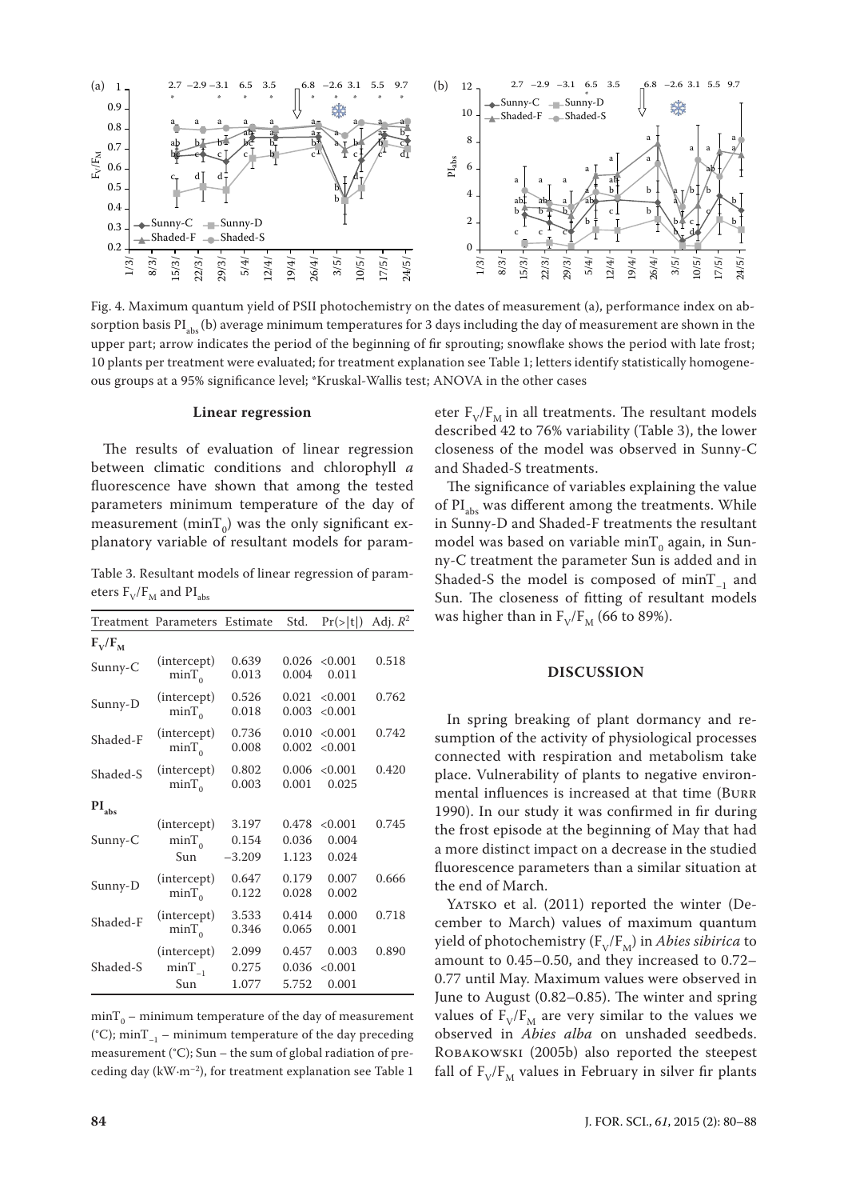Fig. 4. Maximum quantum yield of PSII photochemistry on the dates of measurement (a), performance index on absorption basis $PI_{abs}$ (b) average minimum temperatures for 3 days including the day of measurement are shown in the upper part; arrow indicates the period of the beginning of fir sprouting; snowflake shows the period with late frost; 10 plants per treatment were evaluated; for treatment explanation see Table 1; letters identify statistically homogeneous groups at a 95% significance level; *Kruskal-Wallis test; ANOVA in the other cases

### Linear regression

The results of evaluation of linear regression between climatic conditions and chlorophyll *a* fluorescence have shown that among the tested parameters minimum temperature of the day of measurement ($minT_0$) was the only significant explanatory variable of resultant models for parameter $F_V/F_M$ in all treatments. The resultant models described 42 to 76% variability (Table 3), the lower closeness of the model was observed in Sunny-C and Shaded-S treatments.

The significance of variables explaining the value of $PI_{abs}$ was different among the treatments. While in Sunny-D and Shaded-F treatments the resultant model was based on variable $minT_0$ again, in Sunny-C treatment the parameter Sun is added and in Shaded-S the model is composed of $minT_{-1}$ and Sun. The closeness of fitting of resultant models was higher than in $F_V/F_M$ (66 to 89%).

Table 3. Resultant models of linear regression of parameters $F_V/F_M$ and $PI_{abs}$

| Treatment | Parameters | Estimate | Std. | Pr(>\|t\|) | Adj. $R^2$ |
|---|---|---|---|---|---|
| **$F_V/F_M$** | | | | | |
| Sunny-C | (intercept) | 0.639 | 0.026 | <0.001 | 0.518 |
| | $minT_0$ | 0.013 | 0.004 | 0.011 | |
| Sunny-D | (intercept) | 0.526 | 0.021 | <0.001 | 0.762 |
| | $minT_0$ | 0.018 | 0.003 | <0.001 | |
| Shaded-F | (intercept) | 0.736 | 0.010 | <0.001 | 0.742 |
| | $minT_0$ | 0.008 | 0.002 | <0.001 | |
| Shaded-S | (intercept) | 0.802 | 0.006 | <0.001 | 0.420 |
| | $minT_0$ | 0.003 | 0.001 | 0.025 | |
| **$PI_{abs}$** | | | | | |
| Sunny-C | (intercept) | 3.197 | 0.478 | <0.001 | 0.745 |
| | $minT_0$ | 0.154 | 0.036 | 0.004 | |
| | Sun | –3.209 | 1.123 | 0.024 | |
| Sunny-D | (intercept) | 0.647 | 0.179 | 0.007 | 0.666 |
| | $minT_0$ | 0.122 | 0.028 | 0.002 | |
| Shaded-F | (intercept) | 3.533 | 0.414 | 0.000 | 0.718 |
| | $minT_0$ | 0.346 | 0.065 | 0.001 | |
| Shaded-S | (intercept) | 2.099 | 0.457 | 0.003 | 0.890 |
| | $minT_{-1}$ | 0.275 | 0.036 | <0.001 | |
| | Sun | 1.077 | 5.752 | 0.001 | |

$minT_0$ – minimum temperature of the day of measurement (°C); $minT_{-1}$ – minimum temperature of the day preceding measurement (°C); Sun – the sum of global radiation of preceding day ($kW \cdot m^{-2}$), for treatment explanation see Table 1

## DISCUSSION

In spring breaking of plant dormancy and resumption of the activity of physiological processes connected with respiration and metabolism take place. Vulnerability of plants to negative environmental influences is increased at that time (Burr 1990). In our study it was confirmed in fir during the frost episode at the beginning of May that had a more distinct impact on a decrease in the studied fluorescence parameters than a similar situation at the end of March.

Yatsko et al. (2011) reported the winter (December to March) values of maximum quantum yield of photochemistry ($F_V/F_M$) in *Abies sibirica* to amount to 0.45–0.50, and they increased to 0.72–0.77 until May. Maximum values were observed in June to August (0.82–0.85). The winter and spring values of $F_V/F_M$ are very similar to the values we observed in *Abies alba* on unshaded seedbeds. Robakowski (2005b) also reported the steepest fall of $F_V/F_M$ values in February in silver fir plants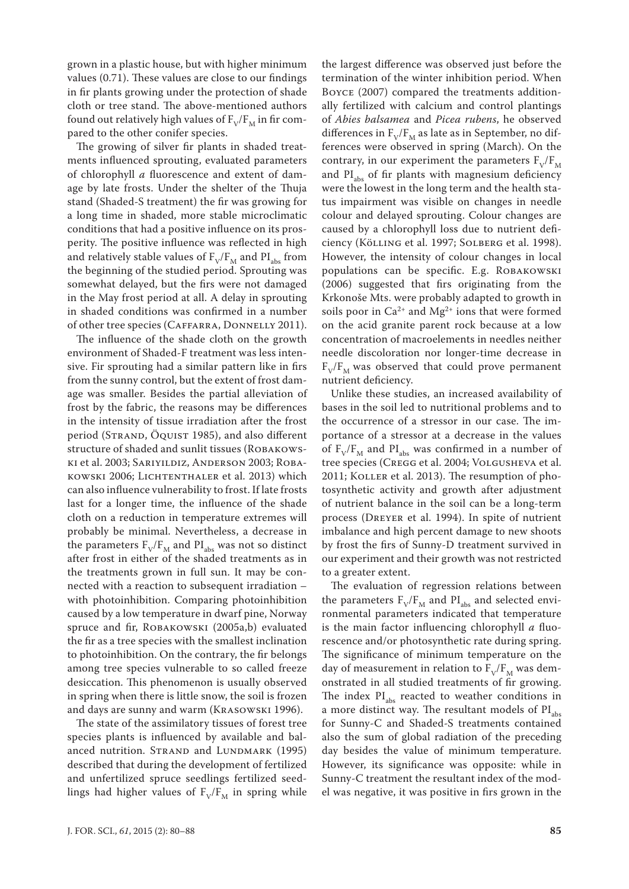grown in a plastic house, but with higher minimum values (0.71). These values are close to our findings in fir plants growing under the protection of shade cloth or tree stand. The above-mentioned authors found out relatively high values of $F_V/F_M$ in fir compared to the other conifer species.

The growing of silver fir plants in shaded treatments influenced sprouting, evaluated parameters of chlorophyll *a* fluorescence and extent of damage by late frosts. Under the shelter of the Thuja stand (Shaded-S treatment) the fir was growing for a long time in shaded, more stable microclimatic conditions that had a positive influence on its prosperity. The positive influence was reflected in high and relatively stable values of $F_V/F_M$ and $PI_{abs}$ from the beginning of the studied period. Sprouting was somewhat delayed, but the firs were not damaged in the May frost period at all. A delay in sprouting in shaded conditions was confirmed in a number of other tree species (Caffarra, Donnelly 2011).

The influence of the shade cloth on the growth environment of Shaded-F treatment was less intensive. Fir sprouting had a similar pattern like in firs from the sunny control, but the extent of frost damage was smaller. Besides the partial alleviation of frost by the fabric, the reasons may be differences in the intensity of tissue irradiation after the frost period (Strand, Öquist 1985), and also different structure of shaded and sunlit tissues (Robakowski et al. 2003; Sariyildiz, Anderson 2003; Robakowski 2006; Lichtenthaler et al. 2013) which can also influence vulnerability to frost. If late frosts last for a longer time, the influence of the shade cloth on a reduction in temperature extremes will probably be minimal. Nevertheless, a decrease in the parameters $F_V/F_M$ and $PI_{abs}$ was not so distinct after frost in either of the shaded treatments as in the treatments grown in full sun. It may be connected with a reaction to subsequent irradiation – with photoinhibition. Comparing photoinhibition caused by a low temperature in dwarf pine, Norway spruce and fir, Robakowski (2005a,b) evaluated the fir as a tree species with the smallest inclination to photoinhibition. On the contrary, the fir belongs among tree species vulnerable to so called freeze desiccation. This phenomenon is usually observed in spring when there is little snow, the soil is frozen and days are sunny and warm (Krasowski 1996).

The state of the assimilatory tissues of forest tree species plants is influenced by available and balanced nutrition. Strand and Lundmark (1995) described that during the development of fertilized and unfertilized spruce seedlings fertilized seedlings had higher values of $F_V/F_M$ in spring while the largest difference was observed just before the termination of the winter inhibition period. When Boyce (2007) compared the treatments additionally fertilized with calcium and control plantings of *Abies balsamea* and *Picea rubens*, he observed differences in $F_V/F_M$ as late as in September, no differences were observed in spring (March). On the contrary, in our experiment the parameters $F_V/F_M$ and $PI_{abs}$ of fir plants with magnesium deficiency were the lowest in the long term and the health status impairment was visible on changes in needle colour and delayed sprouting. Colour changes are caused by a chlorophyll loss due to nutrient deficiency (Kölling et al. 1997; Solberg et al. 1998). However, the intensity of colour changes in local populations can be specific. E.g. Robakowski (2006) suggested that firs originating from the Krkonoše Mts. were probably adapted to growth in soils poor in $Ca^{2+}$ and $Mg^{2+}$ ions that were formed on the acid granite parent rock because at a low concentration of macroelements in needles neither needle discoloration nor longer-time decrease in $F_V/F_M$ was observed that could prove permanent nutrient deficiency.

Unlike these studies, an increased availability of bases in the soil led to nutritional problems and to the occurrence of a stressor in our case. The importance of a stressor at a decrease in the values of $F_V/F_M$ and $PI_{abs}$ was confirmed in a number of tree species (Cregg et al. 2004; Volgusheva et al. 2011; Koller et al. 2013). The resumption of photosynthetic activity and growth after adjustment of nutrient balance in the soil can be a long-term process (Dreyer et al. 1994). In spite of nutrient imbalance and high percent damage to new shoots by frost the firs of Sunny-D treatment survived in our experiment and their growth was not restricted to a greater extent.

The evaluation of regression relations between the parameters $F_V/F_M$ and $PI_{abs}$ and selected environmental parameters indicated that temperature is the main factor influencing chlorophyll *a* fluorescence and/or photosynthetic rate during spring. The significance of minimum temperature on the day of measurement in relation to $F_V/F_M$ was demonstrated in all studied treatments of fir growing. The index $PI_{abs}$ reacted to weather conditions in a more distinct way. The resultant models of $PI_{abs}$ for Sunny-C and Shaded-S treatments contained also the sum of global radiation of the preceding day besides the value of minimum temperature. However, its significance was opposite: while in Sunny-C treatment the resultant index of the model was negative, it was positive in firs grown in the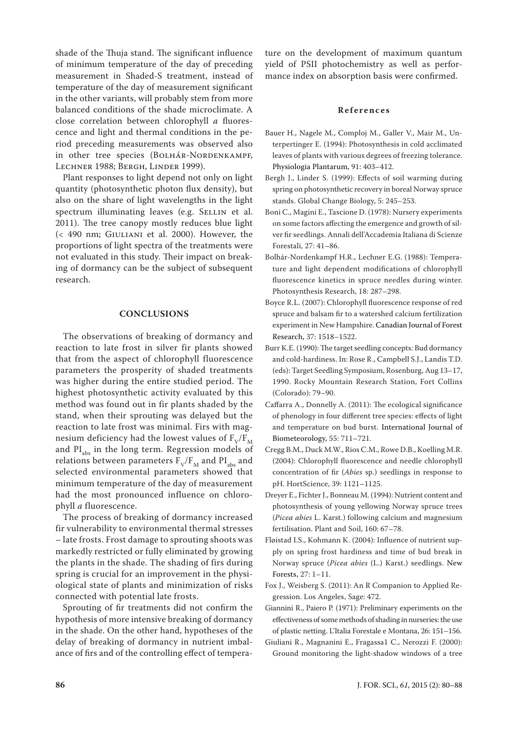shade of the Thuja stand. The significant influence of minimum temperature of the day of preceding measurement in Shaded-S treatment, instead of temperature of the day of measurement significant in the other variants, will probably stem from more balanced conditions of the shade microclimate. A close correlation between chlorophyll *a* fluorescence and light and thermal conditions in the period preceding measurements was observed also in other tree species (Bolhár-Nordenkampf, Lechner 1988; Bergh, Linder 1999).

Plant responses to light depend not only on light quantity (photosynthetic photon flux density), but also on the share of light wavelengths in the light spectrum illuminating leaves (e.g. Sellin et al. 2011). The tree canopy mostly reduces blue light (< 490 nm; Giuliani et al. 2000). However, the proportions of light spectra of the treatments were not evaluated in this study. Their impact on breaking of dormancy can be the subject of subsequent research.

## CONCLUSIONS

The observations of breaking of dormancy and reaction to late frost in silver fir plants showed that from the aspect of chlorophyll fluorescence parameters the prosperity of shaded treatments was higher during the entire studied period. The highest photosynthetic activity evaluated by this method was found out in fir plants shaded by the stand, when their sprouting was delayed but the reaction to late frost was minimal. Firs with magnesium deficiency had the lowest values of $F_V/F_M$ and $PI_{abs}$ in the long term. Regression models of relations between parameters $F_V/F_M$ and $PI_{abs}$ and selected environmental parameters showed that minimum temperature of the day of measurement had the most pronounced influence on chlorophyll *a* fluorescence.

The process of breaking of dormancy increased fir vulnerability to environmental thermal stresses – late frosts. Frost damage to sprouting shoots was markedly restricted or fully eliminated by growing the plants in the shade. The shading of firs during spring is crucial for an improvement in the physiological state of plants and minimization of risks connected with potential late frosts.

Sprouting of fir treatments did not confirm the hypothesis of more intensive breaking of dormancy in the shade. On the other hand, hypotheses of the delay of breaking of dormancy in nutrient imbalance of firs and of the controlling effect of temperature on the development of maximum quantum yield of PSII photochemistry as well as performance index on absorption basis were confirmed.

## References

Bauer H., Nagele M., Comploj M., Galler V., Mair M., Unterpertinger E. (1994): Photosynthesis in cold acclimated leaves of plants with various degrees of freezing tolerance. Physiologia Plantarum, 91: 403–412.

Bergh J., Linder S. (1999): Effects of soil warming during spring on photosynthetic recovery in boreal Norway spruce stands. Global Change Biology, 5: 245–253.

Boni C., Magini E., Tascione D. (1978): Nursery experiments on some factors affecting the emergence and growth of silver fir seedlings. Annali dell'Accademia Italiana di Scienze Forestali, 27: 41–86.

Bolhár-Nordenkampf H.R., Lechner E.G. (1988): Temperature and light dependent modifications of chlorophyll fluorescence kinetics in spruce needles during winter. Photosynthesis Research, 18: 287–298.

Boyce R.L. (2007): Chlorophyll fluorescence response of red spruce and balsam fir to a watershed calcium fertilization experiment in New Hampshire. Canadian Journal of Forest Research, 37: 1518–1522.

Burr K.E. (1990): The target seedling concepts: Bud dormancy and cold-hardiness. In: Rose R., Campbell S.J., Landis T.D. (eds): Target Seedling Symposium, Rosenburg, Aug 13–17, 1990. Rocky Mountain Research Station, Fort Collins (Colorado): 79–90.

Caffarra A., Donnelly A. (2011): The ecological significance of phenology in four different tree species: effects of light and temperature on bud burst. International Journal of Biometeorology, 55: 711–721.

Cregg B.M., Duck M.W., Rios C.M., Rowe D.B., Koelling M.R. (2004): Chlorophyll fluorescence and needle chlorophyll concentration of fir (*Abies* sp.) seedlings in response to pH. HortScience, 39: 1121–1125.

Dreyer E., Fichter J., Bonneau M. (1994): Nutrient content and photosynthesis of young yellowing Norway spruce trees (*Picea abies* L. Karst.) following calcium and magnesium fertilisation. Plant and Soil, 160: 67–78.

Fløistad I.S., Kohmann K. (2004): Influence of nutrient supply on spring frost hardiness and time of bud break in Norway spruce (*Picea abies* (L.) Karst.) seedlings. New Forests, 27: 1–11.

Fox J., Weisberg S. (2011): An R Companion to Applied Regression. Los Angeles, Sage: 472.

Giannini R., Paiero P. (1971): Preliminary experiments on the effectiveness of some methods of shading in nurseries: the use of plastic netting. L'Italia Forestale e Montana, 26: 151–156.

Giuliani R., Magnanini E., Fragassa1 C., Nerozzi F. (2000): Ground monitoring the light-shadow windows of a tree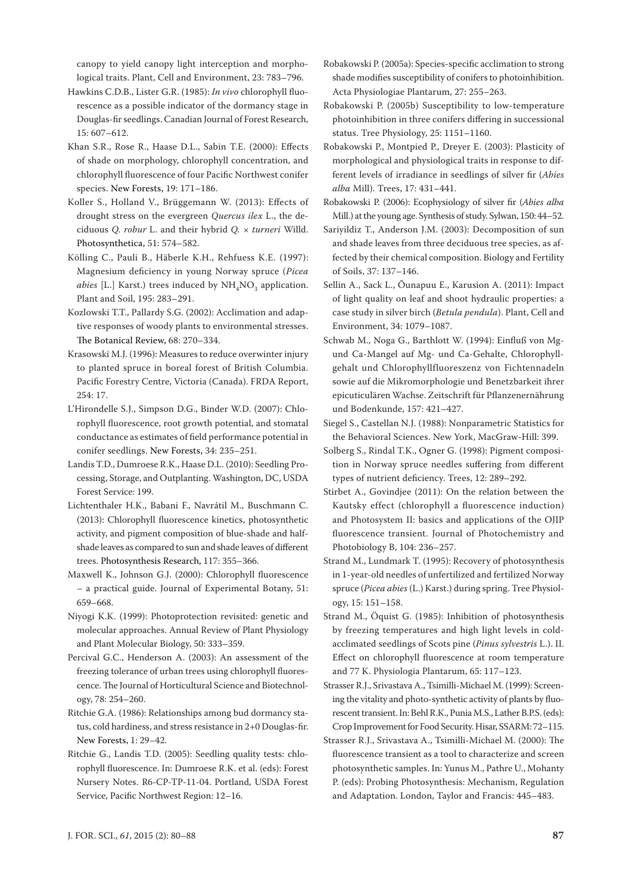canopy to yield canopy light interception and morphological traits. Plant, Cell and Environment, 23: 783–796.

Hawkins C.D.B., Lister G.R. (1985): *In vivo* chlorophyll fluorescence as a possible indicator of the dormancy stage in Douglas-fir seedlings. Canadian Journal of Forest Research, 15: 607–612.

Khan S.R., Rose R., Haase D.L., Sabin T.E. (2000): Effects of shade on morphology, chlorophyll concentration, and chlorophyll fluorescence of four Pacific Northwest conifer species. New Forests, 19: 171–186.

Koller S., Holland V., Brüggemann W. (2013): Effects of drought stress on the evergreen *Quercus ilex* L., the deciduous *Q. robur* L. and their hybrid *Q.* × *turneri* Willd. Photosynthetica, 51: 574–582.

Kölling C., Pauli B., Häberle K.H., Rehfuess K.E. (1997): Magnesium deficiency in young Norway spruce (*Picea abies* [L.] Karst.) trees induced by $NH_4NO_3$ application. Plant and Soil, 195: 283–291.

Kozlowski T.T., Pallardy S.G. (2002): Acclimation and adaptive responses of woody plants to environmental stresses. The Botanical Review, 68: 270–334.

Krasowski M.J. (1996): Measures to reduce overwinter injury to planted spruce in boreal forest of British Columbia. Pacific Forestry Centre, Victoria (Canada). FRDA Report, 254: 17.

L'Hirondelle S.J., Simpson D.G., Binder W.D. (2007): Chlorophyll fluorescence, root growth potential, and stomatal conductance as estimates of field performance potential in conifer seedlings. New Forests, 34: 235–251.

Landis T.D., Dumroese R.K., Haase D.L. (2010): Seedling Processing, Storage, and Outplanting. Washington, DC, USDA Forest Service: 199.

Lichtenthaler H.K., Babani F., Navrátil M., Buschmann C. (2013): Chlorophyll fluorescence kinetics, photosynthetic activity, and pigment composition of blue-shade and half-shade leaves as compared to sun and shade leaves of different trees. Photosynthesis Research, 117: 355–366.

Maxwell K., Johnson G.J. (2000): Chlorophyll fluorescence – a practical guide. Journal of Experimental Botany, 51: 659–668.

Niyogi K.K. (1999): Photoprotection revisited: genetic and molecular approaches. Annual Review of Plant Physiology and Plant Molecular Biology, 50: 333–359.

Percival G.C., Henderson A. (2003): An assessment of the freezing tolerance of urban trees using chlorophyll fluorescence. The Journal of Horticultural Science and Biotechnology, 78: 254–260.

Ritchie G.A. (1986): Relationships among bud dormancy status, cold hardiness, and stress resistance in 2+0 Douglas-fir. New Forests, 1: 29–42.

Ritchie G., Landis T.D. (2005): Seedling quality tests: chlorophyll fluorescence. In: Dumroese R.K. et al. (eds): Forest Nursery Notes. R6-CP-TP-11-04. Portland, USDA Forest Service, Pacific Northwest Region: 12–16.

Robakowski P. (2005a): Species-specific acclimation to strong shade modifies susceptibility of conifers to photoinhibition. Acta Physiologiae Plantarum, 27: 255–263.

Robakowski P. (2005b) Susceptibility to low-temperature photoinhibition in three conifers differing in successional status. Tree Physiology, 25: 1151–1160.

Robakowski P., Montpied P., Dreyer E. (2003): Plasticity of morphological and physiological traits in response to different levels of irradiance in seedlings of silver fir (*Abies alba* Mill). Trees, 17: 431–441.

Robakowski P. (2006): Ecophysiology of silver fir (*Abies alba* Mill.) at the young age. Synthesis of study. Sylwan, 150: 44–52.

Sariyildiz T., Anderson J.M. (2003): Decomposition of sun and shade leaves from three deciduous tree species, as affected by their chemical composition. Biology and Fertility of Soils, 37: 137–146.

Sellin A., Sack L., Õunapuu E., Karusion A. (2011): Impact of light quality on leaf and shoot hydraulic properties: a case study in silver birch (*Betula pendula*). Plant, Cell and Environment, 34: 1079–1087.

Schwab M., Noga G., Barthlott W. (1994): Einfluß von Mg- und Ca-Mangel auf Mg- und Ca-Gehalte, Chlorophyllgehalt und Chlorophyllfluoreszenz von Fichtennadeln sowie auf die Mikromorphologie und Benetzbarkeit ihrer epicuticulären Wachse. Zeitschrift für Pflanzenernährung und Bodenkunde, 157: 421–427.

Siegel S., Castellan N.J. (1988): Nonparametric Statistics for the Behavioral Sciences. New York, MacGraw-Hill: 399.

Solberg S., Rindal T.K., Ogner G. (1998): Pigment composition in Norway spruce needles suffering from different types of nutrient deficiency. Trees, 12: 289–292.

Stirbet A., Govindjee (2011): On the relation between the Kautsky effect (chlorophyll a fluorescence induction) and Photosystem II: basics and applications of the OJIP fluorescence transient. Journal of Photochemistry and Photobiology B, 104: 236–257.

Strand M., Lundmark T. (1995): Recovery of photosynthesis in 1-year-old needles of unfertilized and fertilized Norway spruce (*Picea abies* (L.) Karst.) during spring. Tree Physiology, 15: 151–158.

Strand M., Öquist G. (1985): Inhibition of photosynthesis by freezing temperatures and high light levels in cold-acclimated seedlings of Scots pine (*Pinus sylvestris* L.). II. Effect on chlorophyll fluorescence at room temperature and 77 K. Physiologia Plantarum, 65: 117–123.

Strasser R.J., Srivastava A., Tsimilli-Michael M. (1999): Screening the vitality and photo-synthetic activity of plants by fluorescent transient. In: Behl R.K., Punia M.S., Lather B.P.S. (eds): Crop Improvement for Food Security. Hisar, SSARM: 72–115.

Strasser R.J., Srivastava A., Tsimilli-Michael M. (2000): The fluorescence transient as a tool to characterize and screen photosynthetic samples. In: Yunus M., Pathre U., Mohanty P. (eds): Probing Photosynthesis: Mechanism, Regulation and Adaptation. London, Taylor and Francis: 445–483.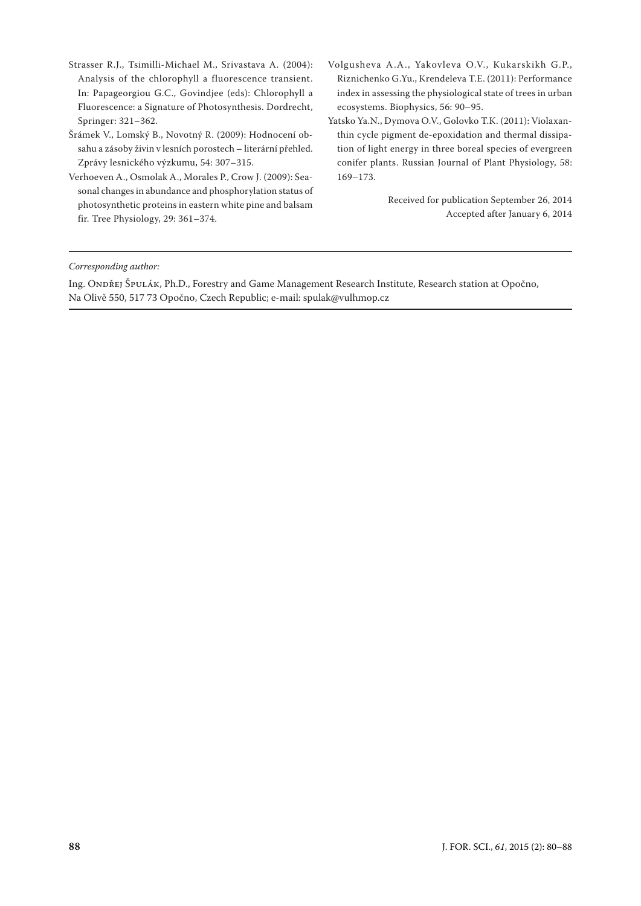Strasser R.J., Tsimilli-Michael M., Srivastava A. (2004): Analysis of the chlorophyll a fluorescence transient. In: Papageorgiou G.C., Govindjee (eds): Chlorophyll a Fluorescence: a Signature of Photosynthesis. Dordrecht, Springer: 321–362.

Šrámek V., Lomský B., Novotný R. (2009): Hodnocení obsahu a zásoby živin v lesních porostech – literární přehled. Zprávy lesnického výzkumu, 54: 307–315.

Verhoeven A., Osmolak A., Morales P., Crow J. (2009): Seasonal changes in abundance and phosphorylation status of photosynthetic proteins in eastern white pine and balsam fir. Tree Physiology, 29: 361–374.

Volgusheva A.A., Yakovleva O.V., Kukarskikh G.P., Riznichenko G.Yu., Krendeleva T.E. (2011): Performance index in assessing the physiological state of trees in urban ecosystems. Biophysics, 56: 90–95.

Yatsko Ya.N., Dymova O.V., Golovko T.K. (2011): Violaxanthin cycle pigment de-epoxidation and thermal dissipation of light energy in three boreal species of evergreen conifer plants. Russian Journal of Plant Physiology, 58: 169–173.

Received for publication September 26, 2014
Accepted after January 6, 2014

*Corresponding author:*

Ing. Ondřej Špulák, Ph.D., Forestry and Game Management Research Institute, Research station at Opočno, Na Olivě 550, 517 73 Opočno, Czech Republic; e-mail: spulak@vulhmop.cz